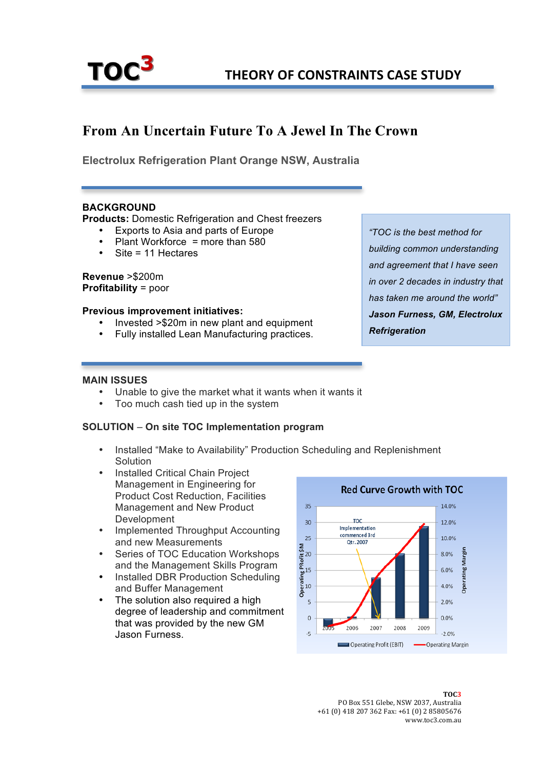**TOC3** THEORY OF CONSTRAINTS CASE STUDY

# From An Uncertain Future To A Jewel In The Crown

## Electrolux Refrigeration Plant Orange NSW, Australia

### BACKGROUND

**Products:** Domestic Refrigeration and Chest freezers

- Exports to Asia and parts of Europe
- Plant Workforce = more than 580
- Site = 11 Hectares

**Revenue** >$200m
**Profitability** = poor

**Previous improvement initiatives:**

- Invested >$20m in new plant and equipment
- Fully installed Lean Manufacturing practices.

> *"TOC is the best method for building common understanding and agreement that I have seen in over 2 decades in industry that has taken me around the world"*
> ***Jason Furness, GM, Electrolux Refrigeration***

### MAIN ISSUES

- Unable to give the market what it wants when it wants it
- Too much cash tied up in the system

### SOLUTION – On site TOC Implementation program

- Installed "Make to Availability" Production Scheduling and Replenishment Solution
- Installed Critical Chain Project Management in Engineering for Product Cost Reduction, Facilities Management and New Product Development
- Implemented Throughput Accounting and new Measurements
- Series of TOC Education Workshops and the Management Skills Program
- Installed DBR Production Scheduling and Buffer Management
- The solution also required a high degree of leadership and commitment that was provided by the new GM Jason Furness.

**Red Curve Growth with TOC**

(Chart: Operating Profit $M (EBIT) bars and Operating Margin red curve, 2005–2009. Annotation: "TOC Implementation commenced 3rd Qtr. 2007". Legend: Operating Profit (EBIT), Operating Margin.)

**TOC3**
PO Box 551 Glebe, NSW 2037, Australia
+61 (0) 418 207 362 Fax: +61 (0) 2 85805676
www.toc3.com.au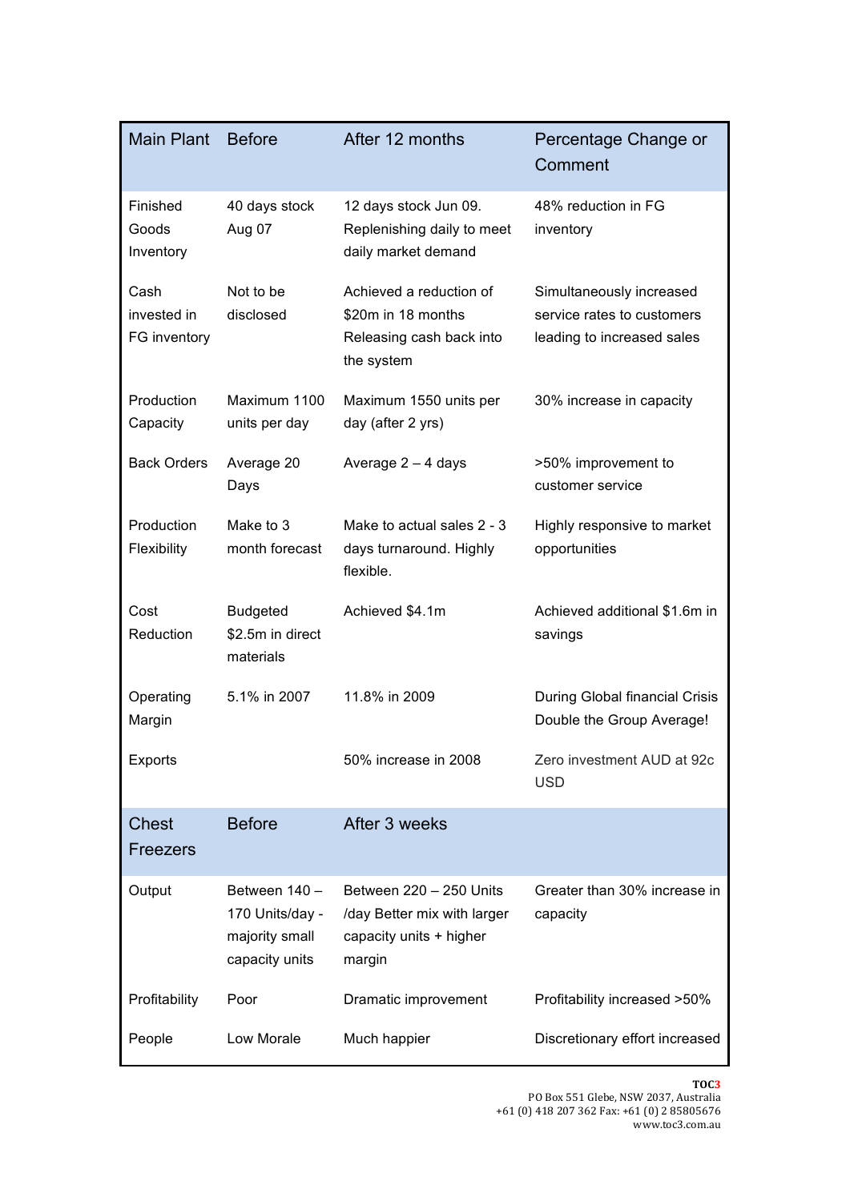| Main Plant | Before | After 12 months | Percentage Change or Comment |
|---|---|---|---|
| Finished Goods Inventory | 40 days stock Aug 07 | 12 days stock Jun 09. Replenishing daily to meet daily market demand | 48% reduction in FG inventory |
| Cash invested in FG inventory | Not to be disclosed | Achieved a reduction of $20m in 18 months Releasing cash back into the system | Simultaneously increased service rates to customers leading to increased sales |
| Production Capacity | Maximum 1100 units per day | Maximum 1550 units per day (after 2 yrs) | 30% increase in capacity |
| Back Orders | Average 20 Days | Average 2 – 4 days | >50% improvement to customer service |
| Production Flexibility | Make to 3 month forecast | Make to actual sales 2 - 3 days turnaround. Highly flexible. | Highly responsive to market opportunities |
| Cost Reduction | Budgeted $2.5m in direct materials | Achieved $4.1m | Achieved additional $1.6m in savings |
| Operating Margin | 5.1% in 2007 | 11.8% in 2009 | During Global financial Crisis Double the Group Average! |
| Exports | | 50% increase in 2008 | Zero investment AUD at 92c USD |
| **Chest Freezers** | **Before** | **After 3 weeks** | |
| Output | Between 140 – 170 Units/day - majority small capacity units | Between 220 – 250 Units /day Better mix with larger capacity units + higher margin | Greater than 30% increase in capacity |
| Profitability | Poor | Dramatic improvement | Profitability increased >50% |
| People | Low Morale | Much happier | Discretionary effort increased |

**TOC3**
PO Box 551 Glebe, NSW 2037, Australia
+61 (0) 418 207 362 Fax: +61 (0) 2 85805676
www.toc3.com.au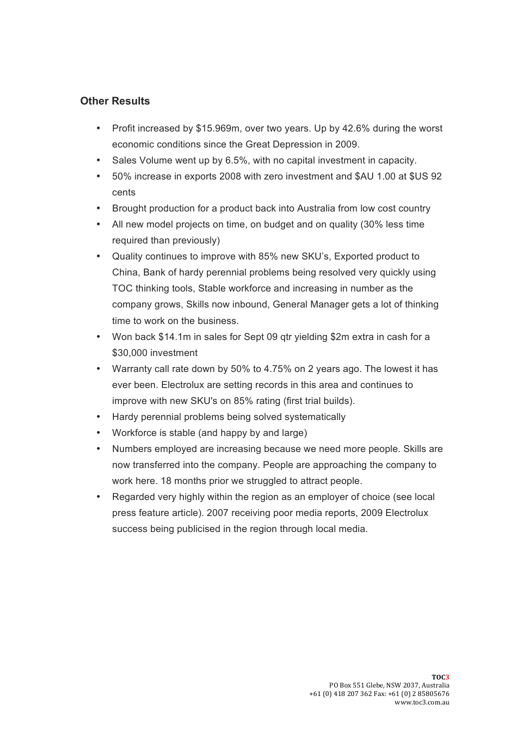### Other Results

- Profit increased by $15.969m, over two years. Up by 42.6% during the worst economic conditions since the Great Depression in 2009.
- Sales Volume went up by 6.5%, with no capital investment in capacity.
- 50% increase in exports 2008 with zero investment and $AU 1.00 at $US 92 cents
- Brought production for a product back into Australia from low cost country
- All new model projects on time, on budget and on quality (30% less time required than previously)
- Quality continues to improve with 85% new SKU's, Exported product to China, Bank of hardy perennial problems being resolved very quickly using TOC thinking tools, Stable workforce and increasing in number as the company grows, Skills now inbound, General Manager gets a lot of thinking time to work on the business.
- Won back $14.1m in sales for Sept 09 qtr yielding $2m extra in cash for a $30,000 investment
- Warranty call rate down by 50% to 4.75% on 2 years ago. The lowest it has ever been. Electrolux are setting records in this area and continues to improve with new SKU's on 85% rating (first trial builds).
- Hardy perennial problems being solved systematically
- Workforce is stable (and happy by and large)
- Numbers employed are increasing because we need more people. Skills are now transferred into the company. People are approaching the company to work here. 18 months prior we struggled to attract people.
- Regarded very highly within the region as an employer of choice (see local press feature article). 2007 receiving poor media reports, 2009 Electrolux success being publicised in the region through local media.

**TOC3**
PO Box 551 Glebe, NSW 2037, Australia
+61 (0) 418 207 362 Fax: +61 (0) 2 85805676
www.toc3.com.au